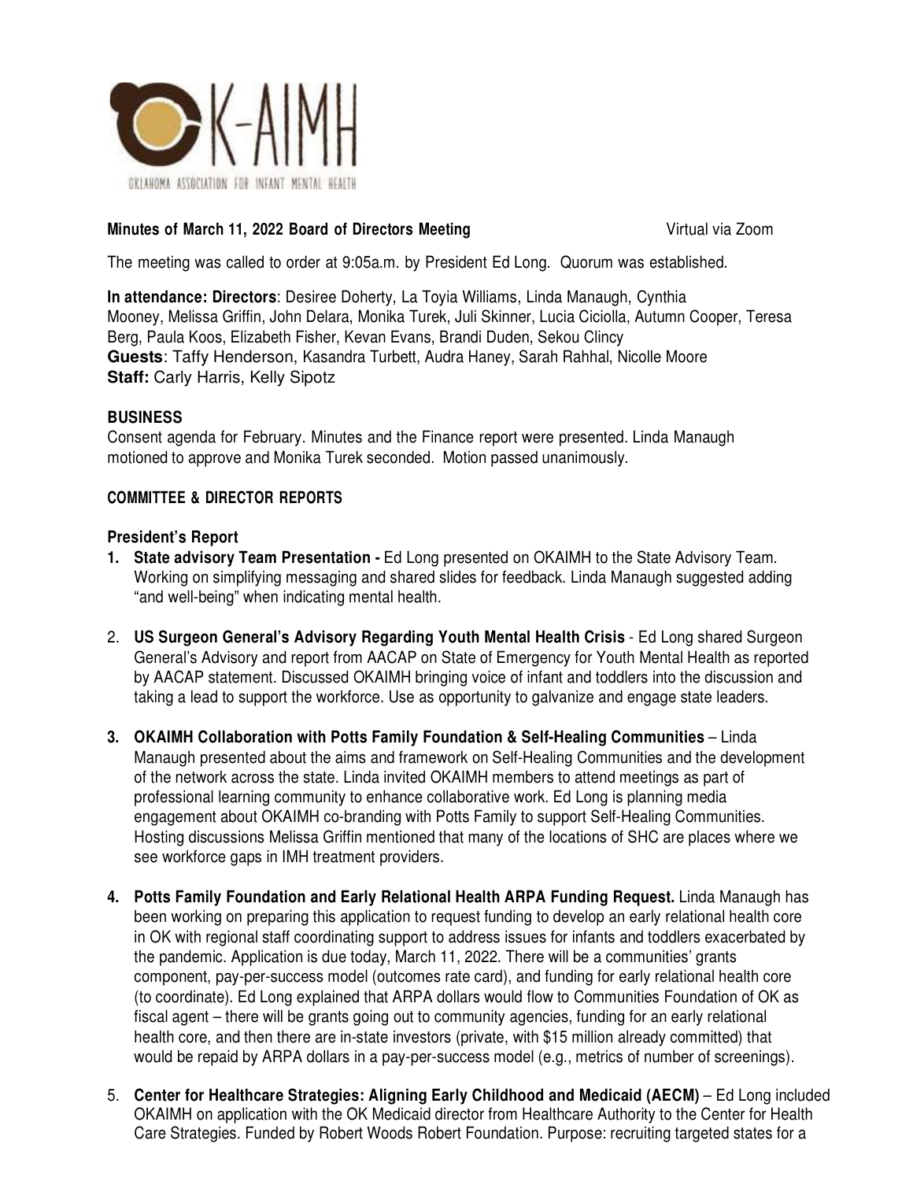OK-AIMH

OKLAHOMA ASSOCIATION FOR INFANT MENTAL HEALTH

**Minutes of March 11, 2022 Board of Directors Meeting** Virtual via Zoom

The meeting was called to order at 9:05a.m. by President Ed Long. Quorum was established.

**In attendance: Directors**: Desiree Doherty, La Toyia Williams, Linda Manaugh, Cynthia Mooney, Melissa Griffin, John Delara, Monika Turek, Juli Skinner, Lucia Ciciolla, Autumn Cooper, Teresa Berg, Paula Koos, Elizabeth Fisher, Kevan Evans, Brandi Duden, Sekou Clincy
**Guests**: Taffy Henderson, Kasandra Turbett, Audra Haney, Sarah Rahhal, Nicolle Moore
**Staff:** Carly Harris, Kelly Sipotz

## BUSINESS

Consent agenda for February. Minutes and the Finance report were presented. Linda Manaugh motioned to approve and Monika Turek seconded. Motion passed unanimously.

## COMMITTEE & DIRECTOR REPORTS

### President's Report

1. **State advisory Team Presentation -** Ed Long presented on OKAIMH to the State Advisory Team. Working on simplifying messaging and shared slides for feedback. Linda Manaugh suggested adding "and well-being" when indicating mental health.

2. **US Surgeon General's Advisory Regarding Youth Mental Health Crisis** - Ed Long shared Surgeon General's Advisory and report from AACAP on State of Emergency for Youth Mental Health as reported by AACAP statement. Discussed OKAIMH bringing voice of infant and toddlers into the discussion and taking a lead to support the workforce. Use as opportunity to galvanize and engage state leaders.

3. **OKAIMH Collaboration with Potts Family Foundation & Self-Healing Communities** – Linda Manaugh presented about the aims and framework on Self-Healing Communities and the development of the network across the state. Linda invited OKAIMH members to attend meetings as part of professional learning community to enhance collaborative work. Ed Long is planning media engagement about OKAIMH co-branding with Potts Family to support Self-Healing Communities. Hosting discussions Melissa Griffin mentioned that many of the locations of SHC are places where we see workforce gaps in IMH treatment providers.

4. **Potts Family Foundation and Early Relational Health ARPA Funding Request.** Linda Manaugh has been working on preparing this application to request funding to develop an early relational health core in OK with regional staff coordinating support to address issues for infants and toddlers exacerbated by the pandemic. Application is due today, March 11, 2022. There will be a communities' grants component, pay-per-success model (outcomes rate card), and funding for early relational health core (to coordinate). Ed Long explained that ARPA dollars would flow to Communities Foundation of OK as fiscal agent – there will be grants going out to community agencies, funding for an early relational health core, and then there are in-state investors (private, with $15 million already committed) that would be repaid by ARPA dollars in a pay-per-success model (e.g., metrics of number of screenings).

5. **Center for Healthcare Strategies: Aligning Early Childhood and Medicaid (AECM)** – Ed Long included OKAIMH on application with the OK Medicaid director from Healthcare Authority to the Center for Health Care Strategies. Funded by Robert Woods Robert Foundation. Purpose: recruiting targeted states for a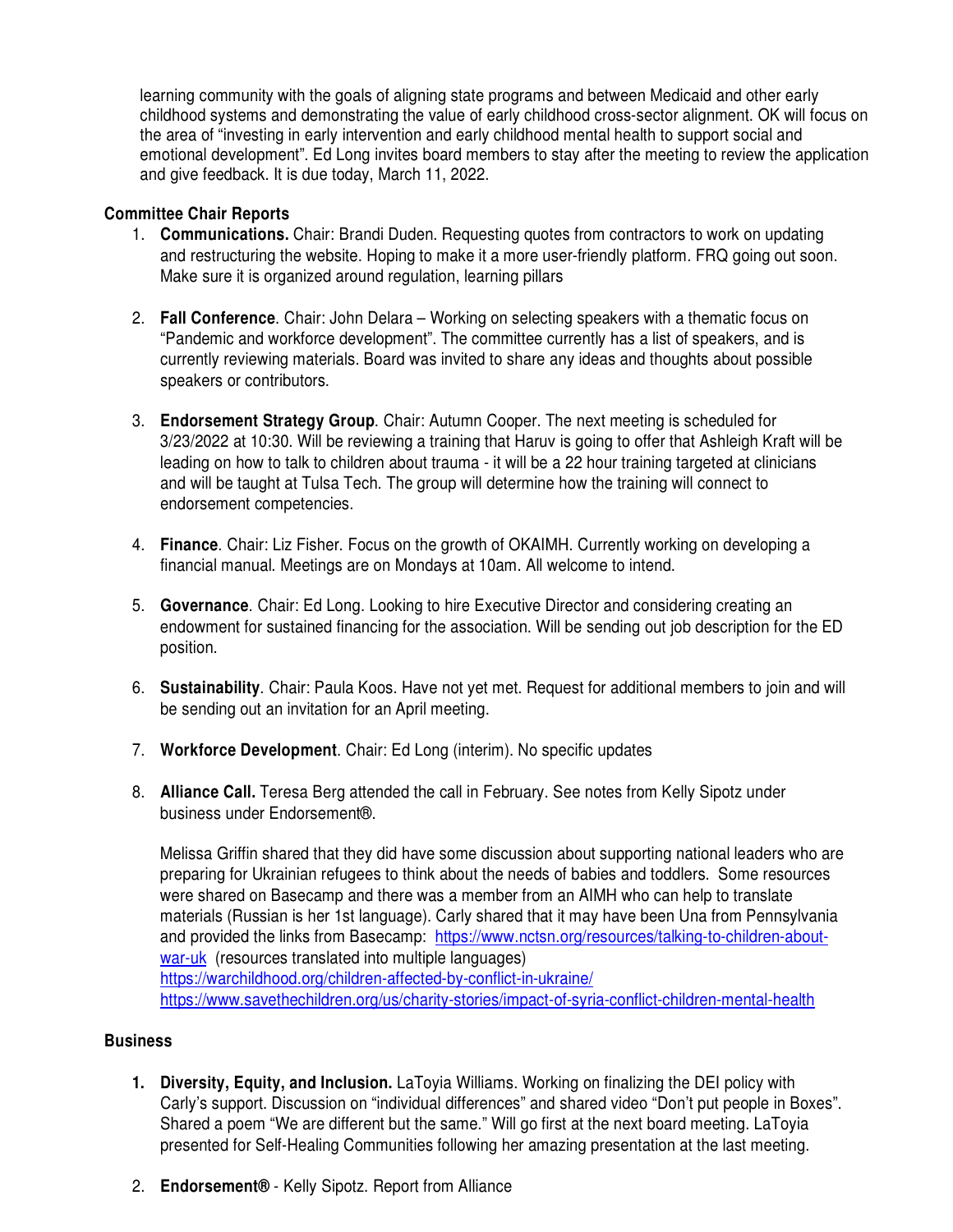learning community with the goals of aligning state programs and between Medicaid and other early childhood systems and demonstrating the value of early childhood cross-sector alignment. OK will focus on the area of "investing in early intervention and early childhood mental health to support social and emotional development". Ed Long invites board members to stay after the meeting to review the application and give feedback. It is due today, March 11, 2022.

**Committee Chair Reports**

1. **Communications.** Chair: Brandi Duden. Requesting quotes from contractors to work on updating and restructuring the website. Hoping to make it a more user-friendly platform. FRQ going out soon. Make sure it is organized around regulation, learning pillars

2. **Fall Conference**. Chair: John Delara – Working on selecting speakers with a thematic focus on "Pandemic and workforce development". The committee currently has a list of speakers, and is currently reviewing materials. Board was invited to share any ideas and thoughts about possible speakers or contributors.

3. **Endorsement Strategy Group**. Chair: Autumn Cooper. The next meeting is scheduled for 3/23/2022 at 10:30. Will be reviewing a training that Haruv is going to offer that Ashleigh Kraft will be leading on how to talk to children about trauma - it will be a 22 hour training targeted at clinicians and will be taught at Tulsa Tech. The group will determine how the training will connect to endorsement competencies.

4. **Finance**. Chair: Liz Fisher. Focus on the growth of OKAIMH. Currently working on developing a financial manual. Meetings are on Mondays at 10am. All welcome to intend.

5. **Governance**. Chair: Ed Long. Looking to hire Executive Director and considering creating an endowment for sustained financing for the association. Will be sending out job description for the ED position.

6. **Sustainability**. Chair: Paula Koos. Have not yet met. Request for additional members to join and will be sending out an invitation for an April meeting.

7. **Workforce Development**. Chair: Ed Long (interim). No specific updates

8. **Alliance Call.** Teresa Berg attended the call in February. See notes from Kelly Sipotz under business under Endorsement®.

   Melissa Griffin shared that they did have some discussion about supporting national leaders who are preparing for Ukrainian refugees to think about the needs of babies and toddlers. Some resources were shared on Basecamp and there was a member from an AIMH who can help to translate materials (Russian is her 1st language). Carly shared that it may have been Una from Pennsylvania and provided the links from Basecamp: https://www.nctsn.org/resources/talking-to-children-about-war-uk (resources translated into multiple languages)
   https://warchildhood.org/children-affected-by-conflict-in-ukraine/
   https://www.savethechildren.org/us/charity-stories/impact-of-syria-conflict-children-mental-health

**Business**

1. **Diversity, Equity, and Inclusion.** LaToyia Williams. Working on finalizing the DEI policy with Carly's support. Discussion on "individual differences" and shared video "Don't put people in Boxes". Shared a poem "We are different but the same." Will go first at the next board meeting. LaToyia presented for Self-Healing Communities following her amazing presentation at the last meeting.

2. **Endorsement®** - Kelly Sipotz. Report from Alliance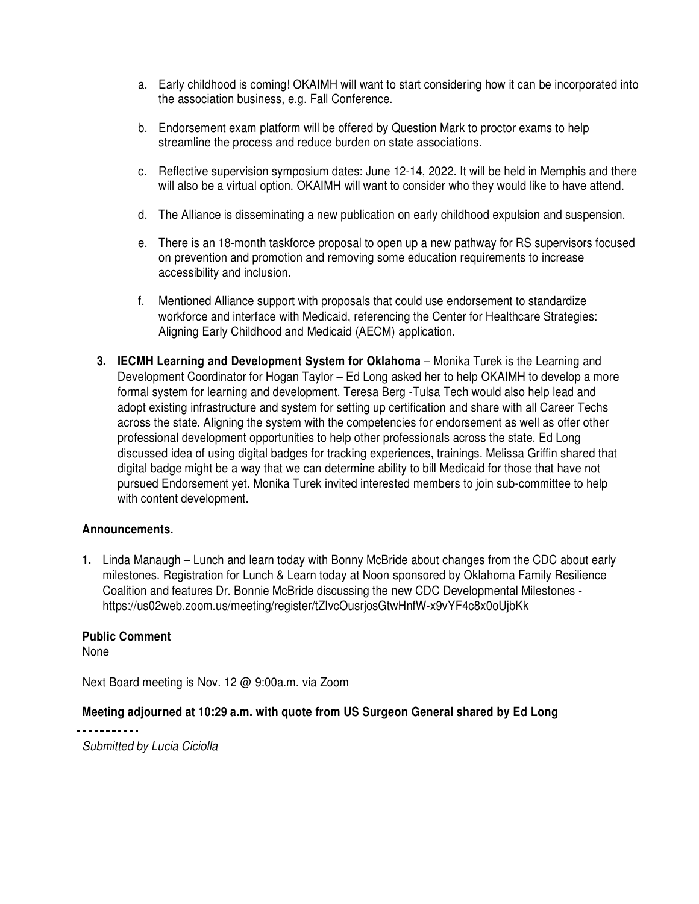a. Early childhood is coming! OKAIMH will want to start considering how it can be incorporated into the association business, e.g. Fall Conference.

b. Endorsement exam platform will be offered by Question Mark to proctor exams to help streamline the process and reduce burden on state associations.

c. Reflective supervision symposium dates: June 12-14, 2022. It will be held in Memphis and there will also be a virtual option. OKAIMH will want to consider who they would like to have attend.

d. The Alliance is disseminating a new publication on early childhood expulsion and suspension.

e. There is an 18-month taskforce proposal to open up a new pathway for RS supervisors focused on prevention and promotion and removing some education requirements to increase accessibility and inclusion.

f. Mentioned Alliance support with proposals that could use endorsement to standardize workforce and interface with Medicaid, referencing the Center for Healthcare Strategies: Aligning Early Childhood and Medicaid (AECM) application.

3. **IECMH Learning and Development System for Oklahoma** – Monika Turek is the Learning and Development Coordinator for Hogan Taylor – Ed Long asked her to help OKAIMH to develop a more formal system for learning and development. Teresa Berg -Tulsa Tech would also help lead and adopt existing infrastructure and system for setting up certification and share with all Career Techs across the state. Aligning the system with the competencies for endorsement as well as offer other professional development opportunities to help other professionals across the state. Ed Long discussed idea of using digital badges for tracking experiences, trainings. Melissa Griffin shared that digital badge might be a way that we can determine ability to bill Medicaid for those that have not pursued Endorsement yet. Monika Turek invited interested members to join sub-committee to help with content development.

**Announcements.**

1. Linda Manaugh – Lunch and learn today with Bonny McBride about changes from the CDC about early milestones. Registration for Lunch & Learn today at Noon sponsored by Oklahoma Family Resilience Coalition and features Dr. Bonnie McBride discussing the new CDC Developmental Milestones - https://us02web.zoom.us/meeting/register/tZIvcOusrjosGtwHnfW-x9vYF4c8x0oUjbKk

**Public Comment**

None

Next Board meeting is Nov. 12 @ 9:00a.m. via Zoom

**Meeting adjourned at 10:29 a.m. with quote from US Surgeon General shared by Ed Long**

*Submitted by Lucia Ciciolla*